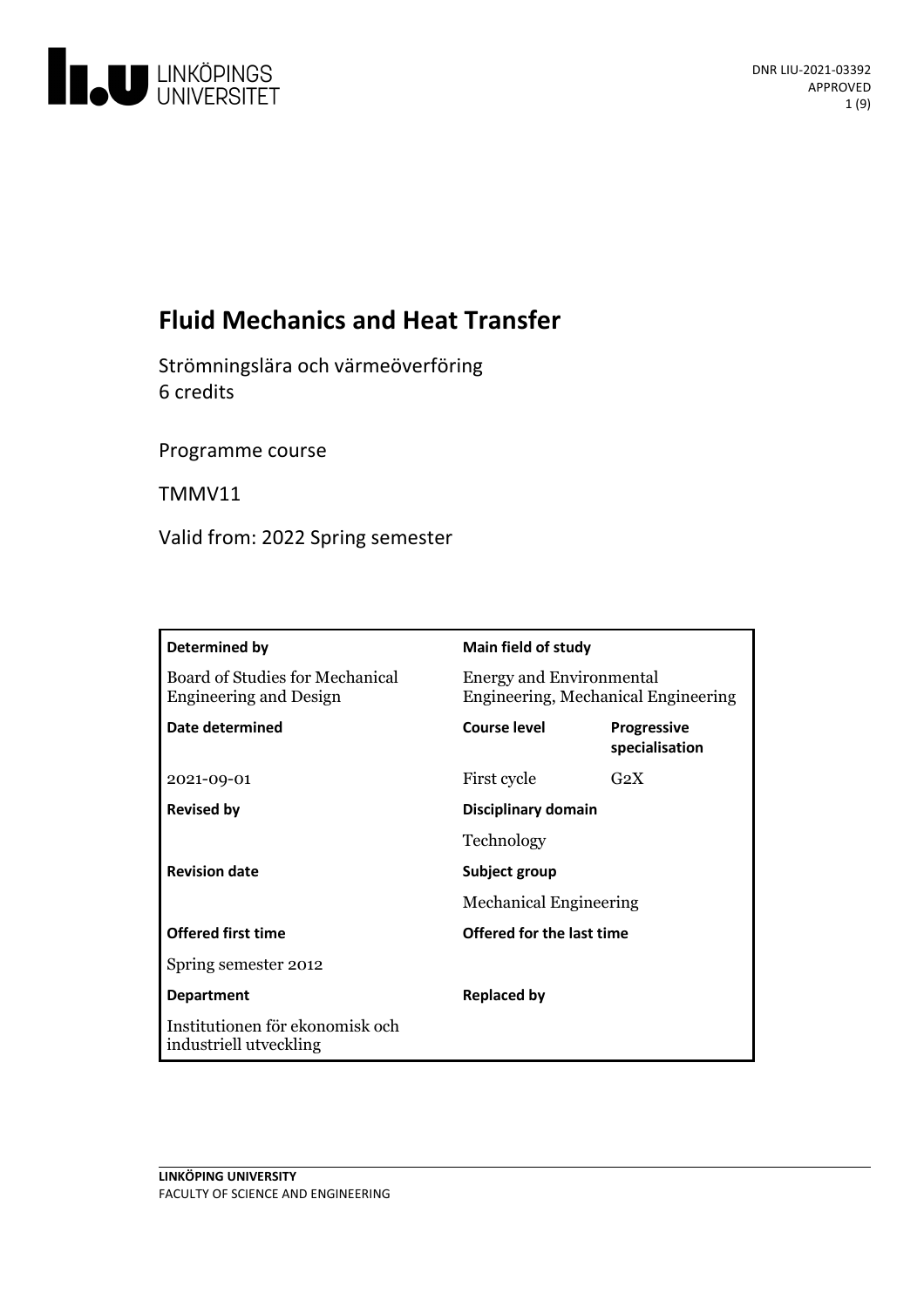DNR LIU-2021-03392
APPROVED

# Fluid Mechanics and Heat Transfer

Strömningslära och värmeöverföring
6 credits

Programme course

TMMV11

Valid from: 2022 Spring semester

| Determined by | Main field of study | |
|---|---|---|
| Board of Studies for Mechanical Engineering and Design | Energy and Environmental Engineering, Mechanical Engineering | |
| **Date determined** | **Course level** | **Progressive specialisation** |
| 2021-09-01 | First cycle | G2X |
| **Revised by** | **Disciplinary domain** | |
| | Technology | |
| **Revision date** | **Subject group** | |
| | Mechanical Engineering | |
| **Offered first time** | **Offered for the last time** | |
| Spring semester 2012 | | |
| **Department** | **Replaced by** | |
| Institutionen för ekonomisk och industriell utveckling | | |

LINKÖPING UNIVERSITY
FACULTY OF SCIENCE AND ENGINEERING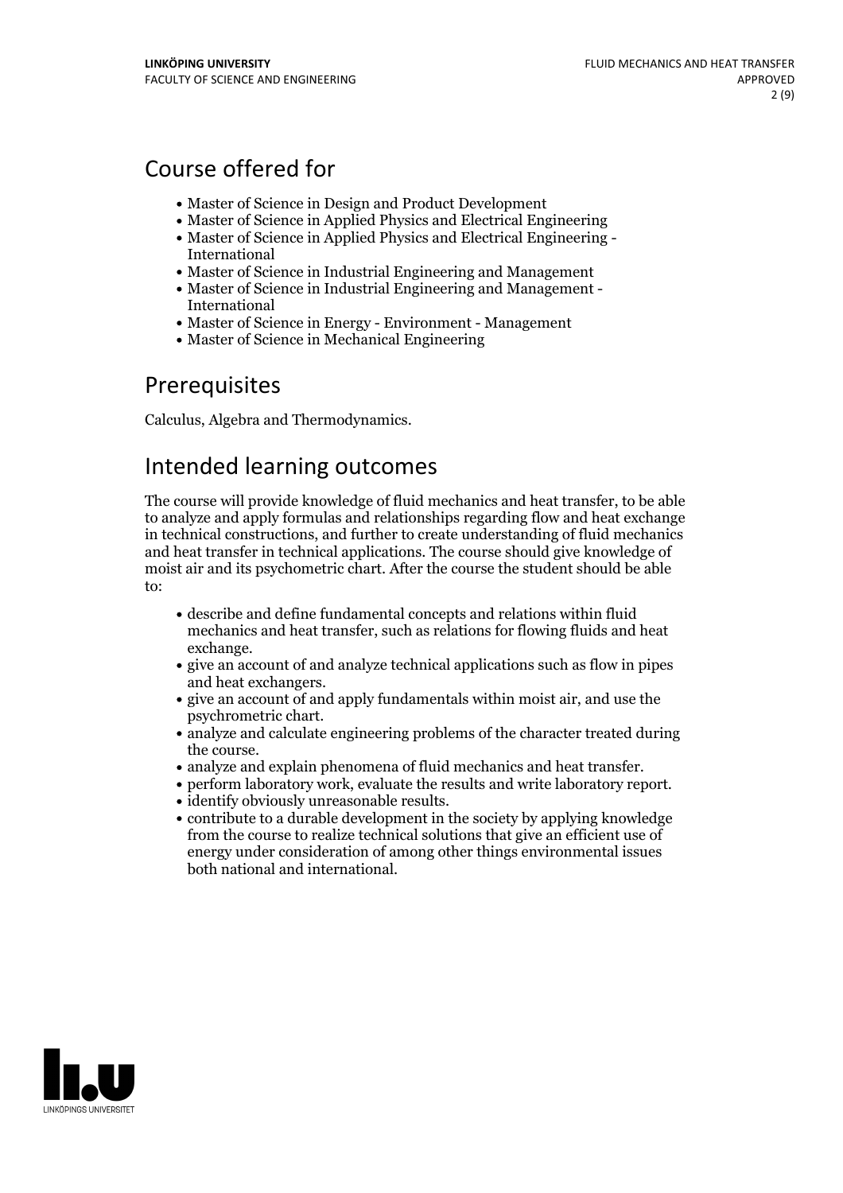## Course offered for

- Master of Science in Design and Product Development
- Master of Science in Applied Physics and Electrical Engineering
- Master of Science in Applied Physics and Electrical Engineering - International
- Master of Science in Industrial Engineering and Management
- Master of Science in Industrial Engineering and Management - International
- Master of Science in Energy - Environment - Management
- Master of Science in Mechanical Engineering

## Prerequisites

Calculus, Algebra and Thermodynamics.

## Intended learning outcomes

The course will provide knowledge of fluid mechanics and heat transfer, to be able to analyze and apply formulas and relationships regarding flow and heat exchange in technical constructions, and further to create understanding of fluid mechanics and heat transfer in technical applications. The course should give knowledge of moist air and its psychometric chart. After the course the student should be able to:

- describe and define fundamental concepts and relations within fluid mechanics and heat transfer, such as relations for flowing fluids and heat exchange.
- give an account of and analyze technical applications such as flow in pipes and heat exchangers.
- give an account of and apply fundamentals within moist air, and use the psychrometric chart.
- analyze and calculate engineering problems of the character treated during the course.
- analyze and explain phenomena of fluid mechanics and heat transfer.
- perform laboratory work, evaluate the results and write laboratory report.
- identify obviously unreasonable results.
- contribute to a durable development in the society by applying knowledge from the course to realize technical solutions that give an efficient use of energy under consideration of among other things environmental issues both national and international.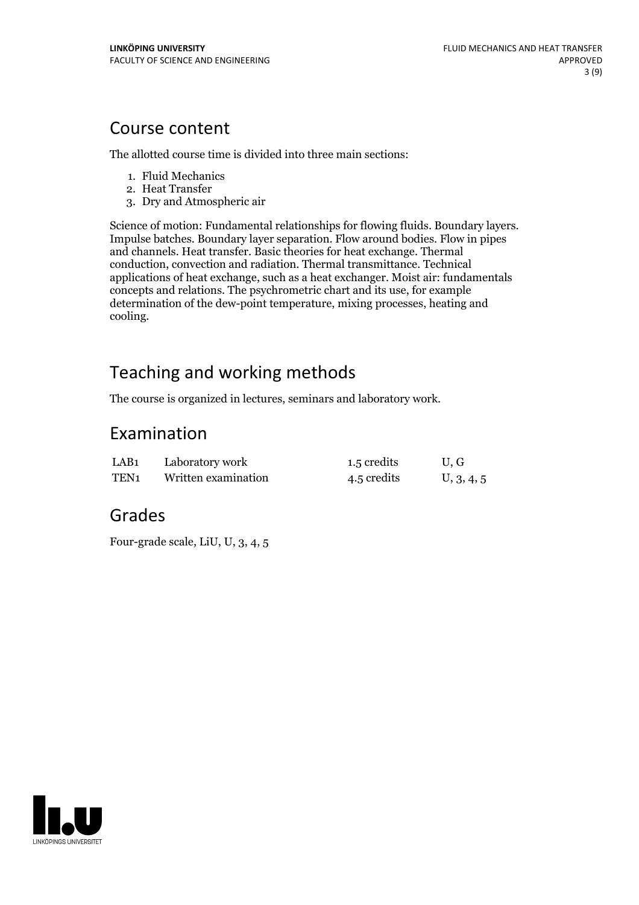## Course content

The allotted course time is divided into three main sections:

1. Fluid Mechanics
2. Heat Transfer
3. Dry and Atmospheric air

Science of motion: Fundamental relationships for flowing fluids. Boundary layers. Impulse batches. Boundary layer separation. Flow around bodies. Flow in pipes and channels. Heat transfer. Basic theories for heat exchange. Thermal conduction, convection and radiation. Thermal transmittance. Technical applications of heat exchange, such as a heat exchanger. Moist air: fundamentals concepts and relations. The psychrometric chart and its use, for example determination of the dew-point temperature, mixing processes, heating and cooling.

## Teaching and working methods

The course is organized in lectures, seminars and laboratory work.

## Examination

| | | | |
|---|---|---|---|
| LAB1 | Laboratory work | 1.5 credits | U, G |
| TEN1 | Written examination | 4.5 credits | U, 3, 4, 5 |

## Grades

Four-grade scale, LiU, U, 3, 4, 5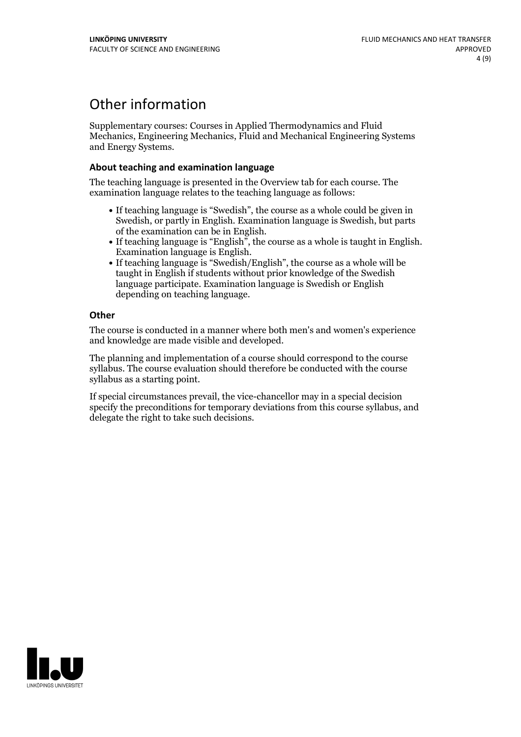# Other information

Supplementary courses: Courses in Applied Thermodynamics and Fluid Mechanics, Engineering Mechanics, Fluid and Mechanical Engineering Systems and Energy Systems.

### About teaching and examination language

The teaching language is presented in the Overview tab for each course. The examination language relates to the teaching language as follows:

- If teaching language is "Swedish", the course as a whole could be given in Swedish, or partly in English. Examination language is Swedish, but parts of the examination can be in English.
- If teaching language is "English", the course as a whole is taught in English. Examination language is English.
- If teaching language is "Swedish/English", the course as a whole will be taught in English if students without prior knowledge of the Swedish language participate. Examination language is Swedish or English depending on teaching language.

### Other

The course is conducted in a manner where both men's and women's experience and knowledge are made visible and developed.

The planning and implementation of a course should correspond to the course syllabus. The course evaluation should therefore be conducted with the course syllabus as a starting point.

If special circumstances prevail, the vice-chancellor may in a special decision specify the preconditions for temporary deviations from this course syllabus, and delegate the right to take such decisions.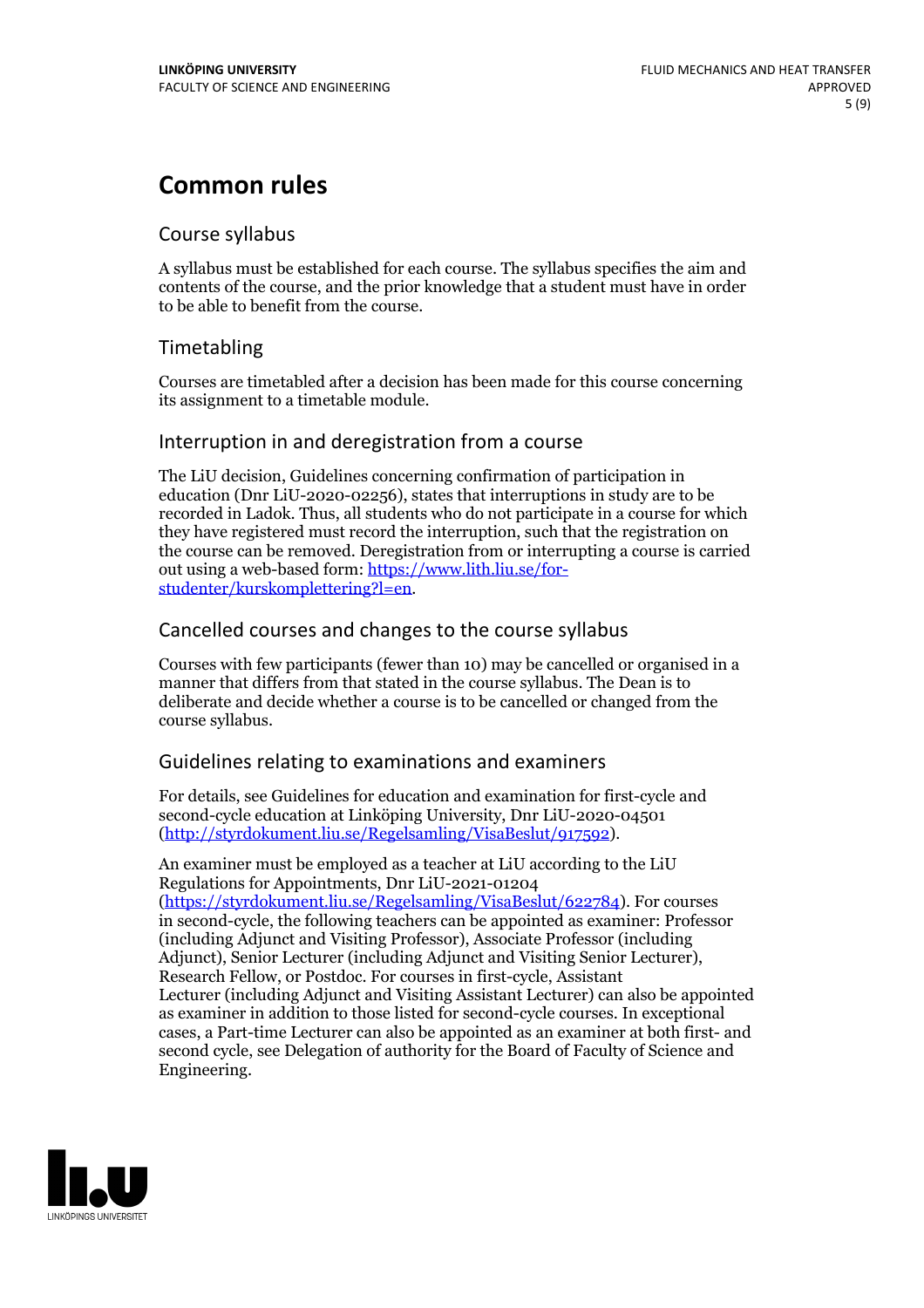# Common rules

## Course syllabus

A syllabus must be established for each course. The syllabus specifies the aim and contents of the course, and the prior knowledge that a student must have in order to be able to benefit from the course.

## Timetabling

Courses are timetabled after a decision has been made for this course concerning its assignment to a timetable module.

## Interruption in and deregistration from a course

The LiU decision, Guidelines concerning confirmation of participation in education (Dnr LiU-2020-02256), states that interruptions in study are to be recorded in Ladok. Thus, all students who do not participate in a course for which they have registered must record the interruption, such that the registration on the course can be removed. Deregistration from or interrupting a course is carried out using a web-based form: https://www.lith.liu.se/for-studenter/kurskomplettering?l=en.

## Cancelled courses and changes to the course syllabus

Courses with few participants (fewer than 10) may be cancelled or organised in a manner that differs from that stated in the course syllabus. The Dean is to deliberate and decide whether a course is to be cancelled or changed from the course syllabus.

## Guidelines relating to examinations and examiners

For details, see Guidelines for education and examination for first-cycle and second-cycle education at Linköping University, Dnr LiU-2020-04501 (http://styrdokument.liu.se/Regelsamling/VisaBeslut/917592).

An examiner must be employed as a teacher at LiU according to the LiU Regulations for Appointments, Dnr LiU-2021-01204 (https://styrdokument.liu.se/Regelsamling/VisaBeslut/622784). For courses in second-cycle, the following teachers can be appointed as examiner: Professor (including Adjunct and Visiting Professor), Associate Professor (including Adjunct), Senior Lecturer (including Adjunct and Visiting Senior Lecturer), Research Fellow, or Postdoc. For courses in first-cycle, Assistant Lecturer (including Adjunct and Visiting Assistant Lecturer) can also be appointed as examiner in addition to those listed for second-cycle courses. In exceptional cases, a Part-time Lecturer can also be appointed as an examiner at both first- and second cycle, see Delegation of authority for the Board of Faculty of Science and Engineering.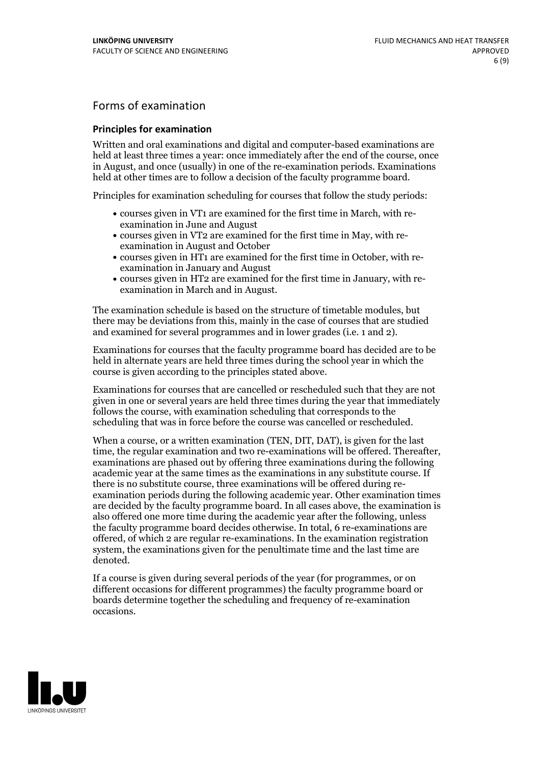# Forms of examination

### Principles for examination

Written and oral examinations and digital and computer-based examinations are held at least three times a year: once immediately after the end of the course, once in August, and once (usually) in one of the re-examination periods. Examinations held at other times are to follow a decision of the faculty programme board.

Principles for examination scheduling for courses that follow the study periods:

- courses given in VT1 are examined for the first time in March, with re-examination in June and August
- courses given in VT2 are examined for the first time in May, with re-examination in August and October
- courses given in HT1 are examined for the first time in October, with re-examination in January and August
- courses given in HT2 are examined for the first time in January, with re-examination in March and in August.

The examination schedule is based on the structure of timetable modules, but there may be deviations from this, mainly in the case of courses that are studied and examined for several programmes and in lower grades (i.e. 1 and 2).

Examinations for courses that the faculty programme board has decided are to be held in alternate years are held three times during the school year in which the course is given according to the principles stated above.

Examinations for courses that are cancelled or rescheduled such that they are not given in one or several years are held three times during the year that immediately follows the course, with examination scheduling that corresponds to the scheduling that was in force before the course was cancelled or rescheduled.

When a course, or a written examination (TEN, DIT, DAT), is given for the last time, the regular examination and two re-examinations will be offered. Thereafter, examinations are phased out by offering three examinations during the following academic year at the same times as the examinations in any substitute course. If there is no substitute course, three examinations will be offered during re-examination periods during the following academic year. Other examination times are decided by the faculty programme board. In all cases above, the examination is also offered one more time during the academic year after the following, unless the faculty programme board decides otherwise. In total, 6 re-examinations are offered, of which 2 are regular re-examinations. In the examination registration system, the examinations given for the penultimate time and the last time are denoted.

If a course is given during several periods of the year (for programmes, or on different occasions for different programmes) the faculty programme board or boards determine together the scheduling and frequency of re-examination occasions.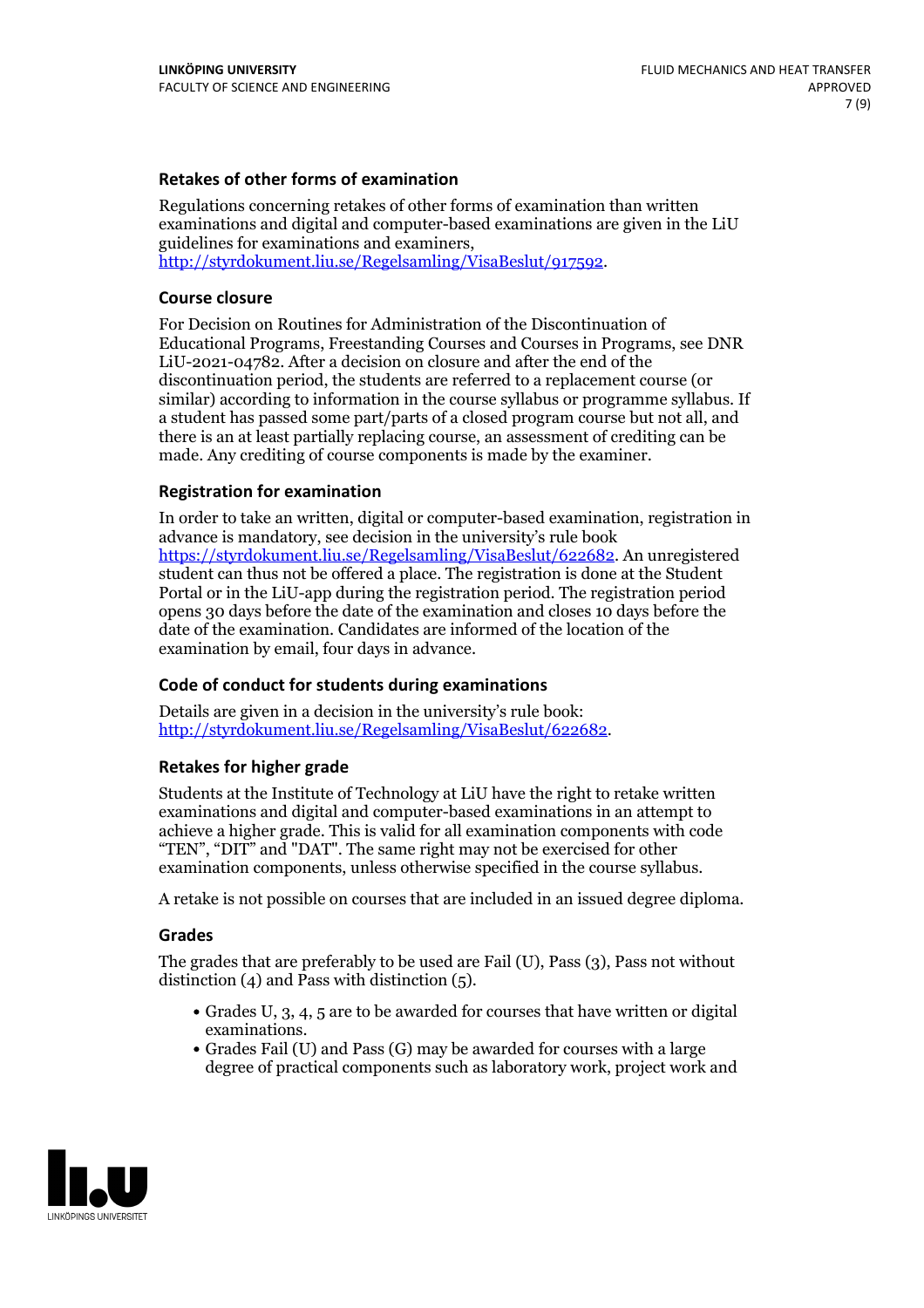### Retakes of other forms of examination

Regulations concerning retakes of other forms of examination than written examinations and digital and computer-based examinations are given in the LiU guidelines for examinations and examiners, http://styrdokument.liu.se/Regelsamling/VisaBeslut/917592.

### Course closure

For Decision on Routines for Administration of the Discontinuation of Educational Programs, Freestanding Courses and Courses in Programs, see DNR LiU-2021-04782. After a decision on closure and after the end of the discontinuation period, the students are referred to a replacement course (or similar) according to information in the course syllabus or programme syllabus. If a student has passed some part/parts of a closed program course but not all, and there is an at least partially replacing course, an assessment of crediting can be made. Any crediting of course components is made by the examiner.

### Registration for examination

In order to take an written, digital or computer-based examination, registration in advance is mandatory, see decision in the university's rule book https://styrdokument.liu.se/Regelsamling/VisaBeslut/622682. An unregistered student can thus not be offered a place. The registration is done at the Student Portal or in the LiU-app during the registration period. The registration period opens 30 days before the date of the examination and closes 10 days before the date of the examination. Candidates are informed of the location of the examination by email, four days in advance.

### Code of conduct for students during examinations

Details are given in a decision in the university's rule book: http://styrdokument.liu.se/Regelsamling/VisaBeslut/622682.

### Retakes for higher grade

Students at the Institute of Technology at LiU have the right to retake written examinations and digital and computer-based examinations in an attempt to achieve a higher grade. This is valid for all examination components with code "TEN", "DIT" and "DAT". The same right may not be exercised for other examination components, unless otherwise specified in the course syllabus.

A retake is not possible on courses that are included in an issued degree diploma.

### Grades

The grades that are preferably to be used are Fail (U), Pass (3), Pass not without distinction (4) and Pass with distinction (5).

- Grades U, 3, 4, 5 are to be awarded for courses that have written or digital examinations.
- Grades Fail (U) and Pass (G) may be awarded for courses with a large degree of practical components such as laboratory work, project work and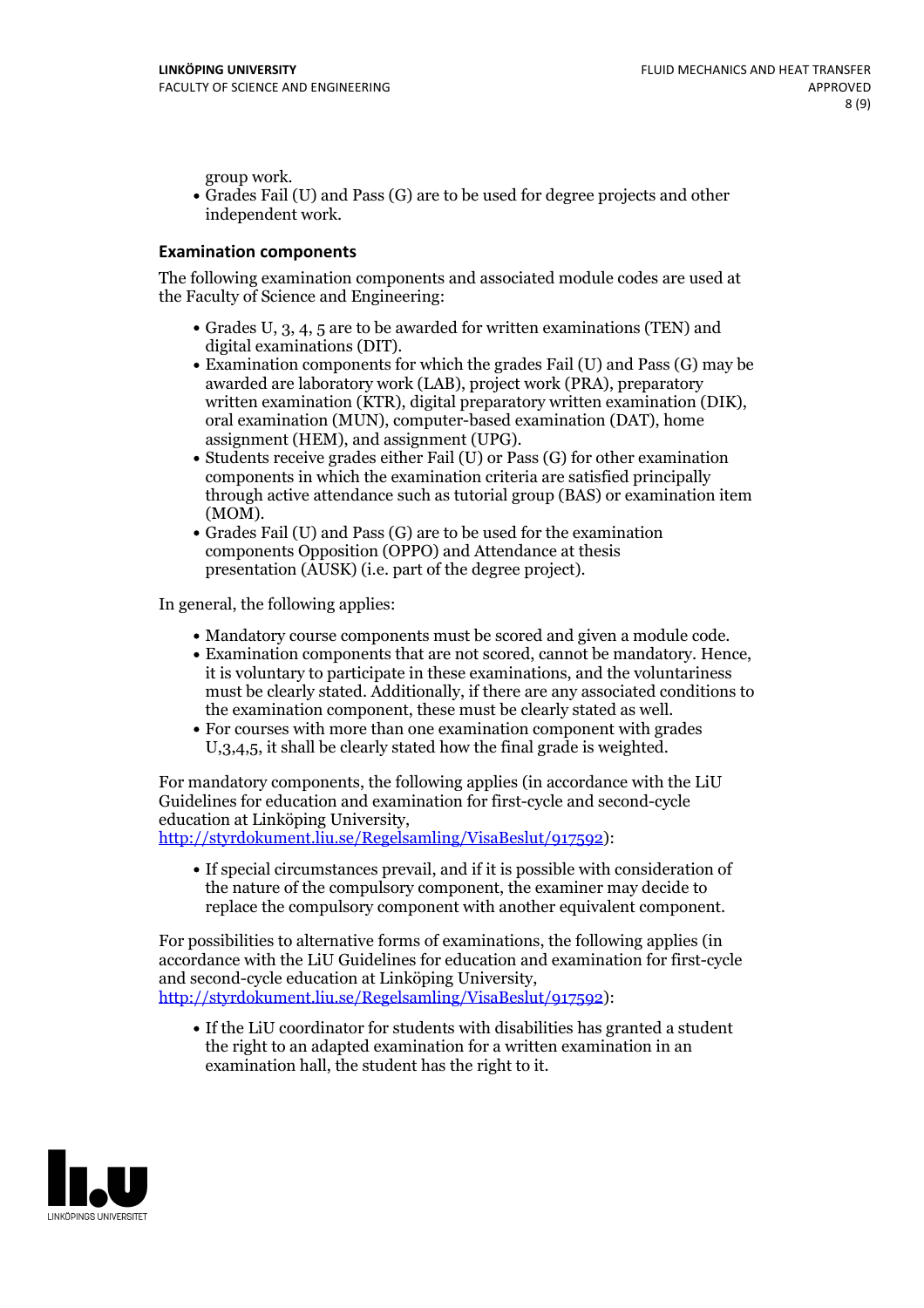group work.
- Grades Fail (U) and Pass (G) are to be used for degree projects and other independent work.

### Examination components

The following examination components and associated module codes are used at the Faculty of Science and Engineering:

- Grades U, 3, 4, 5 are to be awarded for written examinations (TEN) and digital examinations (DIT).
- Examination components for which the grades Fail (U) and Pass (G) may be awarded are laboratory work (LAB), project work (PRA), preparatory written examination (KTR), digital preparatory written examination (DIK), oral examination (MUN), computer-based examination (DAT), home assignment (HEM), and assignment (UPG).
- Students receive grades either Fail (U) or Pass (G) for other examination components in which the examination criteria are satisfied principally through active attendance such as tutorial group (BAS) or examination item (MOM).
- Grades Fail (U) and Pass (G) are to be used for the examination components Opposition (OPPO) and Attendance at thesis presentation (AUSK) (i.e. part of the degree project).

In general, the following applies:

- Mandatory course components must be scored and given a module code.
- Examination components that are not scored, cannot be mandatory. Hence, it is voluntary to participate in these examinations, and the voluntariness must be clearly stated. Additionally, if there are any associated conditions to the examination component, these must be clearly stated as well.
- For courses with more than one examination component with grades U,3,4,5, it shall be clearly stated how the final grade is weighted.

For mandatory components, the following applies (in accordance with the LiU Guidelines for education and examination for first-cycle and second-cycle education at Linköping University, http://styrdokument.liu.se/Regelsamling/VisaBeslut/917592):

- If special circumstances prevail, and if it is possible with consideration of the nature of the compulsory component, the examiner may decide to replace the compulsory component with another equivalent component.

For possibilities to alternative forms of examinations, the following applies (in accordance with the LiU Guidelines for education and examination for first-cycle and second-cycle education at Linköping University, http://styrdokument.liu.se/Regelsamling/VisaBeslut/917592):

- If the LiU coordinator for students with disabilities has granted a student the right to an adapted examination for a written examination in an examination hall, the student has the right to it.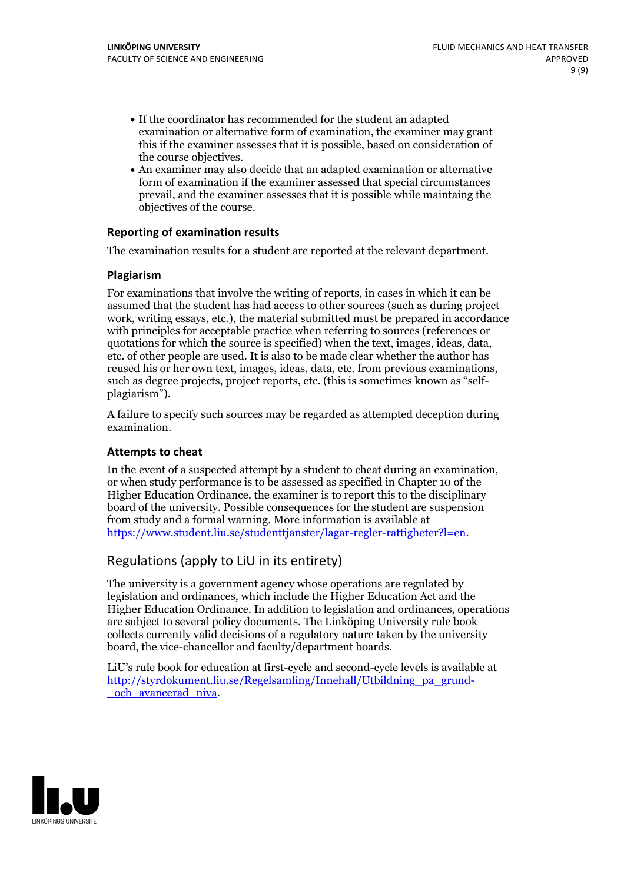- If the coordinator has recommended for the student an adapted examination or alternative form of examination, the examiner may grant this if the examiner assesses that it is possible, based on consideration of the course objectives.
- An examiner may also decide that an adapted examination or alternative form of examination if the examiner assessed that special circumstances prevail, and the examiner assesses that it is possible while maintaing the objectives of the course.

### Reporting of examination results

The examination results for a student are reported at the relevant department.

### Plagiarism

For examinations that involve the writing of reports, in cases in which it can be assumed that the student has had access to other sources (such as during project work, writing essays, etc.), the material submitted must be prepared in accordance with principles for acceptable practice when referring to sources (references or quotations for which the source is specified) when the text, images, ideas, data, etc. of other people are used. It is also to be made clear whether the author has reused his or her own text, images, ideas, data, etc. from previous examinations, such as degree projects, project reports, etc. (this is sometimes known as "self-plagiarism").

A failure to specify such sources may be regarded as attempted deception during examination.

### Attempts to cheat

In the event of a suspected attempt by a student to cheat during an examination, or when study performance is to be assessed as specified in Chapter 10 of the Higher Education Ordinance, the examiner is to report this to the disciplinary board of the university. Possible consequences for the student are suspension from study and a formal warning. More information is available at https://www.student.liu.se/studenttjanster/lagar-regler-rattigheter?l=en.

## Regulations (apply to LiU in its entirety)

The university is a government agency whose operations are regulated by legislation and ordinances, which include the Higher Education Act and the Higher Education Ordinance. In addition to legislation and ordinances, operations are subject to several policy documents. The Linköping University rule book collects currently valid decisions of a regulatory nature taken by the university board, the vice-chancellor and faculty/department boards.

LiU's rule book for education at first-cycle and second-cycle levels is available at http://styrdokument.liu.se/Regelsamling/Innehall/Utbildning_pa_grund-_och_avancerad_niva.